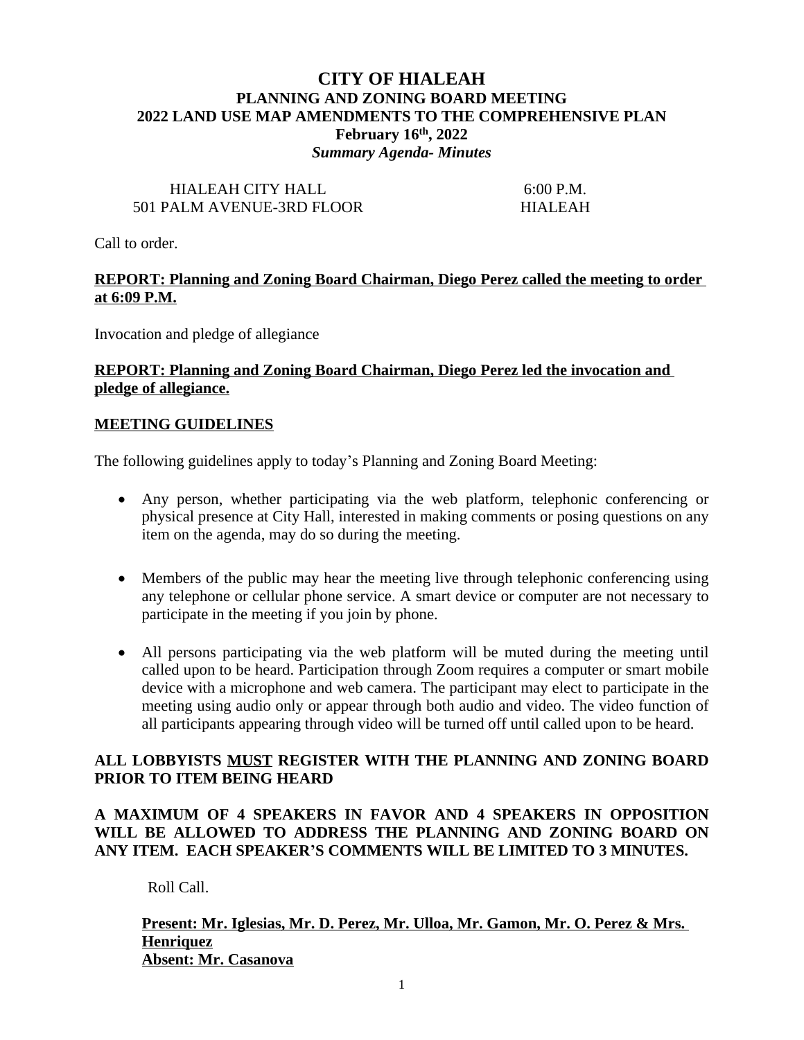# CITY OF HIALEAH
## PLANNING AND ZONING BOARD MEETING
## 2022 LAND USE MAP AMENDMENTS TO THE COMPREHENSIVE PLAN
## February 16th, 2022
***Summary Agenda- Minutes***

HIALEAH CITY HALL 6:00 P.M.
501 PALM AVENUE-3RD FLOOR HIALEAH

Call to order.

**REPORT: Planning and Zoning Board Chairman, Diego Perez called the meeting to order at 6:09 P.M.**

Invocation and pledge of allegiance

**REPORT: Planning and Zoning Board Chairman, Diego Perez led the invocation and pledge of allegiance.**

**MEETING GUIDELINES**

The following guidelines apply to today's Planning and Zoning Board Meeting:

- Any person, whether participating via the web platform, telephonic conferencing or physical presence at City Hall, interested in making comments or posing questions on any item on the agenda, may do so during the meeting.
- Members of the public may hear the meeting live through telephonic conferencing using any telephone or cellular phone service. A smart device or computer are not necessary to participate in the meeting if you join by phone.
- All persons participating via the web platform will be muted during the meeting until called upon to be heard. Participation through Zoom requires a computer or smart mobile device with a microphone and web camera. The participant may elect to participate in the meeting using audio only or appear through both audio and video. The video function of all participants appearing through video will be turned off until called upon to be heard.

**ALL LOBBYISTS MUST REGISTER WITH THE PLANNING AND ZONING BOARD PRIOR TO ITEM BEING HEARD**

**A MAXIMUM OF 4 SPEAKERS IN FAVOR AND 4 SPEAKERS IN OPPOSITION WILL BE ALLOWED TO ADDRESS THE PLANNING AND ZONING BOARD ON ANY ITEM. EACH SPEAKER'S COMMENTS WILL BE LIMITED TO 3 MINUTES.**

Roll Call.

**Present: Mr. Iglesias, Mr. D. Perez, Mr. Ulloa, Mr. Gamon, Mr. O. Perez & Mrs. Henriquez**
**Absent: Mr. Casanova**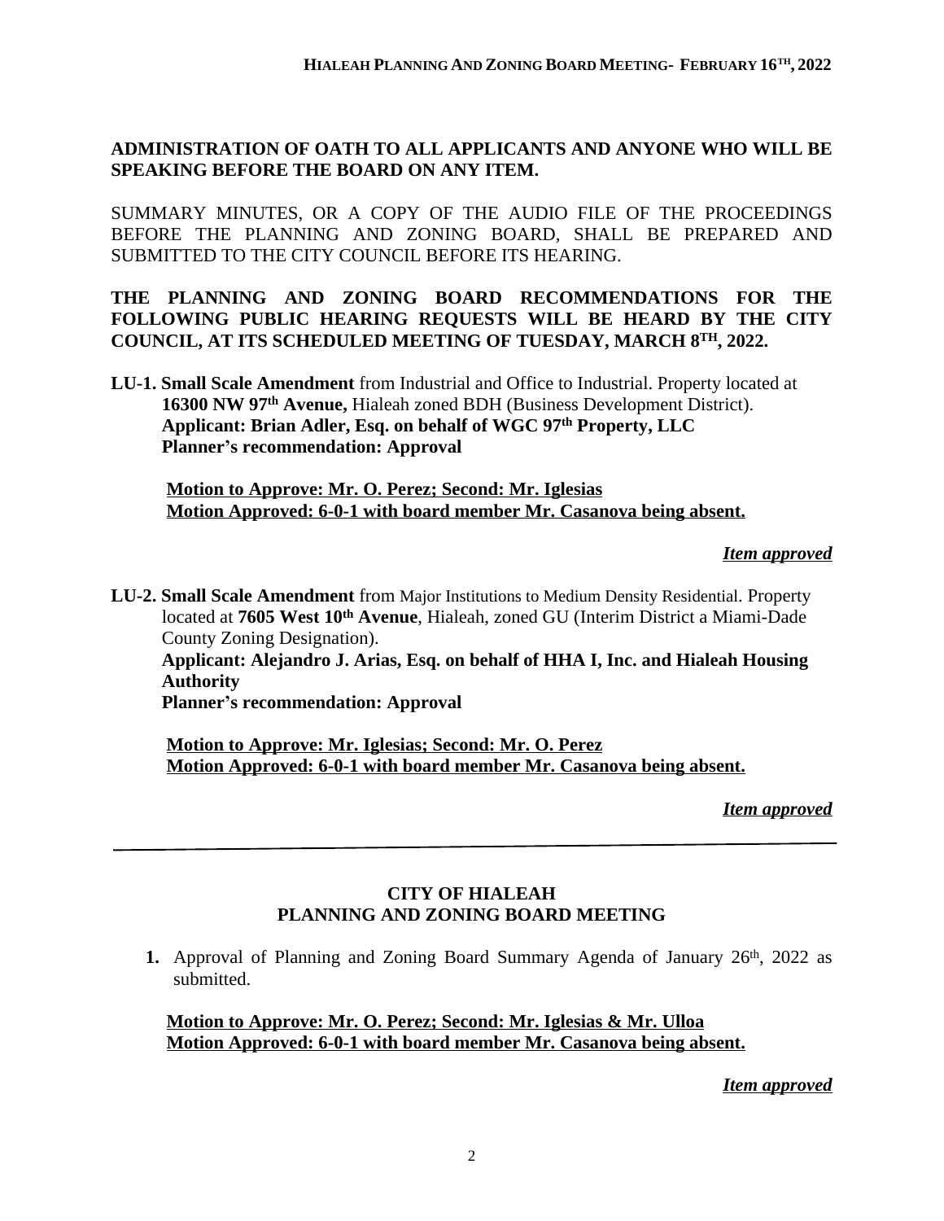**ADMINISTRATION OF OATH TO ALL APPLICANTS AND ANYONE WHO WILL BE SPEAKING BEFORE THE BOARD ON ANY ITEM.**

SUMMARY MINUTES, OR A COPY OF THE AUDIO FILE OF THE PROCEEDINGS BEFORE THE PLANNING AND ZONING BOARD, SHALL BE PREPARED AND SUBMITTED TO THE CITY COUNCIL BEFORE ITS HEARING.

**THE PLANNING AND ZONING BOARD RECOMMENDATIONS FOR THE FOLLOWING PUBLIC HEARING REQUESTS WILL BE HEARD BY THE CITY COUNCIL, AT ITS SCHEDULED MEETING OF TUESDAY, MARCH 8TH, 2022.**

**LU-1. Small Scale Amendment** from Industrial and Office to Industrial. Property located at **16300 NW 97th Avenue,** Hialeah zoned BDH (Business Development District).
**Applicant: Brian Adler, Esq. on behalf of WGC 97th Property, LLC**
**Planner's recommendation: Approval**

**Motion to Approve: Mr. O. Perez; Second: Mr. Iglesias**
**Motion Approved: 6-0-1 with board member Mr. Casanova being absent.**

***Item approved***

**LU-2. Small Scale Amendment** from Major Institutions to Medium Density Residential. Property located at **7605 West 10th Avenue**, Hialeah, zoned GU (Interim District a Miami-Dade County Zoning Designation).
**Applicant: Alejandro J. Arias, Esq. on behalf of HHA I, Inc. and Hialeah Housing Authority**
**Planner's recommendation: Approval**

**Motion to Approve: Mr. Iglesias; Second: Mr. O. Perez**
**Motion Approved: 6-0-1 with board member Mr. Casanova being absent.**

***Item approved***

---

## CITY OF HIALEAH
## PLANNING AND ZONING BOARD MEETING

1. Approval of Planning and Zoning Board Summary Agenda of January 26th, 2022 as submitted.

**Motion to Approve: Mr. O. Perez; Second: Mr. Iglesias & Mr. Ulloa**
**Motion Approved: 6-0-1 with board member Mr. Casanova being absent.**

***Item approved***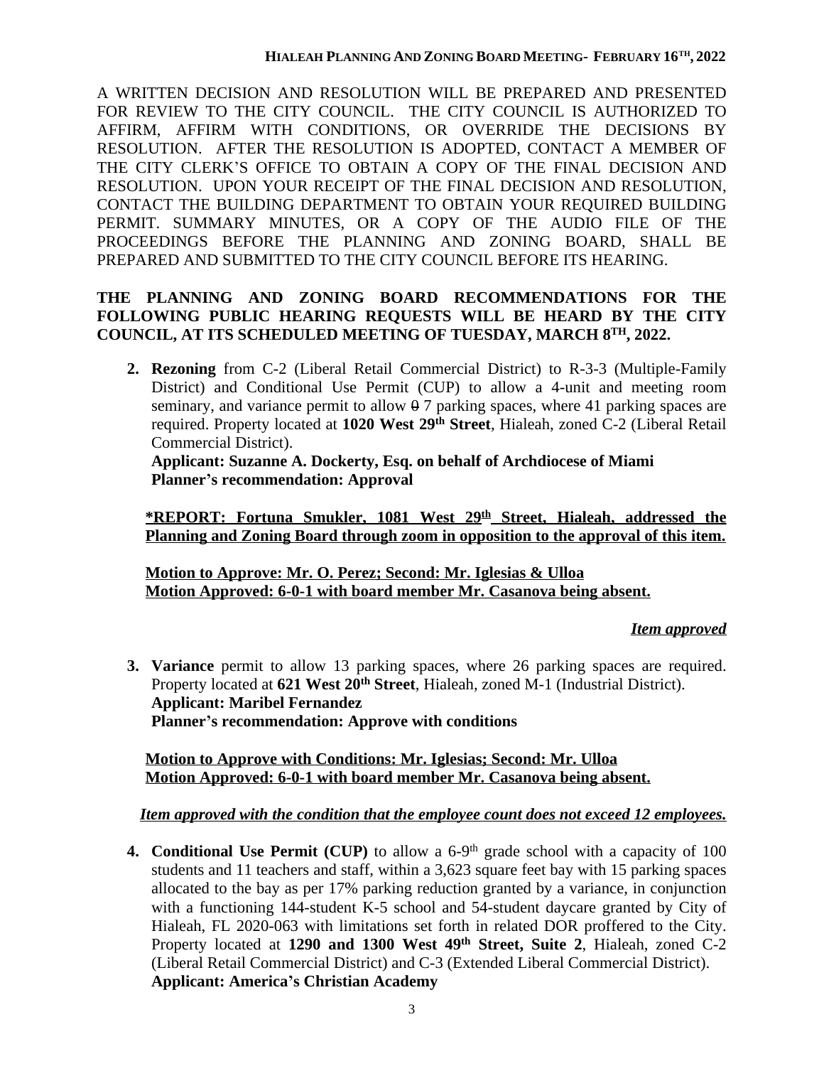A WRITTEN DECISION AND RESOLUTION WILL BE PREPARED AND PRESENTED FOR REVIEW TO THE CITY COUNCIL. THE CITY COUNCIL IS AUTHORIZED TO AFFIRM, AFFIRM WITH CONDITIONS, OR OVERRIDE THE DECISIONS BY RESOLUTION. AFTER THE RESOLUTION IS ADOPTED, CONTACT A MEMBER OF THE CITY CLERK'S OFFICE TO OBTAIN A COPY OF THE FINAL DECISION AND RESOLUTION. UPON YOUR RECEIPT OF THE FINAL DECISION AND RESOLUTION, CONTACT THE BUILDING DEPARTMENT TO OBTAIN YOUR REQUIRED BUILDING PERMIT. SUMMARY MINUTES, OR A COPY OF THE AUDIO FILE OF THE PROCEEDINGS BEFORE THE PLANNING AND ZONING BOARD, SHALL BE PREPARED AND SUBMITTED TO THE CITY COUNCIL BEFORE ITS HEARING.

**THE PLANNING AND ZONING BOARD RECOMMENDATIONS FOR THE FOLLOWING PUBLIC HEARING REQUESTS WILL BE HEARD BY THE CITY COUNCIL, AT ITS SCHEDULED MEETING OF TUESDAY, MARCH 8TH, 2022.**

2. **Rezoning** from C-2 (Liberal Retail Commercial District) to R-3-3 (Multiple-Family District) and Conditional Use Permit (CUP) to allow a 4-unit and meeting room seminary, and variance permit to allow ~~0~~ 7 parking spaces, where 41 parking spaces are required. Property located at **1020 West 29th Street**, Hialeah, zoned C-2 (Liberal Retail Commercial District).
   **Applicant: Suzanne A. Dockerty, Esq. on behalf of Archdiocese of Miami**
   **Planner's recommendation: Approval**

   **\*REPORT: Fortuna Smukler, 1081 West 29th Street, Hialeah, addressed the Planning and Zoning Board through zoom in opposition to the approval of this item.**

   **Motion to Approve: Mr. O. Perez; Second: Mr. Iglesias & Ulloa**
   **Motion Approved: 6-0-1 with board member Mr. Casanova being absent.**

   ***Item approved***

3. **Variance** permit to allow 13 parking spaces, where 26 parking spaces are required. Property located at **621 West 20th Street**, Hialeah, zoned M-1 (Industrial District).
   **Applicant: Maribel Fernandez**
   **Planner's recommendation: Approve with conditions**

   **Motion to Approve with Conditions: Mr. Iglesias; Second: Mr. Ulloa**
   **Motion Approved: 6-0-1 with board member Mr. Casanova being absent.**

   ***Item approved with the condition that the employee count does not exceed 12 employees.***

4. **Conditional Use Permit (CUP)** to allow a 6-9th grade school with a capacity of 100 students and 11 teachers and staff, within a 3,623 square feet bay with 15 parking spaces allocated to the bay as per 17% parking reduction granted by a variance, in conjunction with a functioning 144-student K-5 school and 54-student daycare granted by City of Hialeah, FL 2020-063 with limitations set forth in related DOR proffered to the City. Property located at **1290 and 1300 West 49th Street, Suite 2**, Hialeah, zoned C-2 (Liberal Retail Commercial District) and C-3 (Extended Liberal Commercial District).
   **Applicant: America's Christian Academy**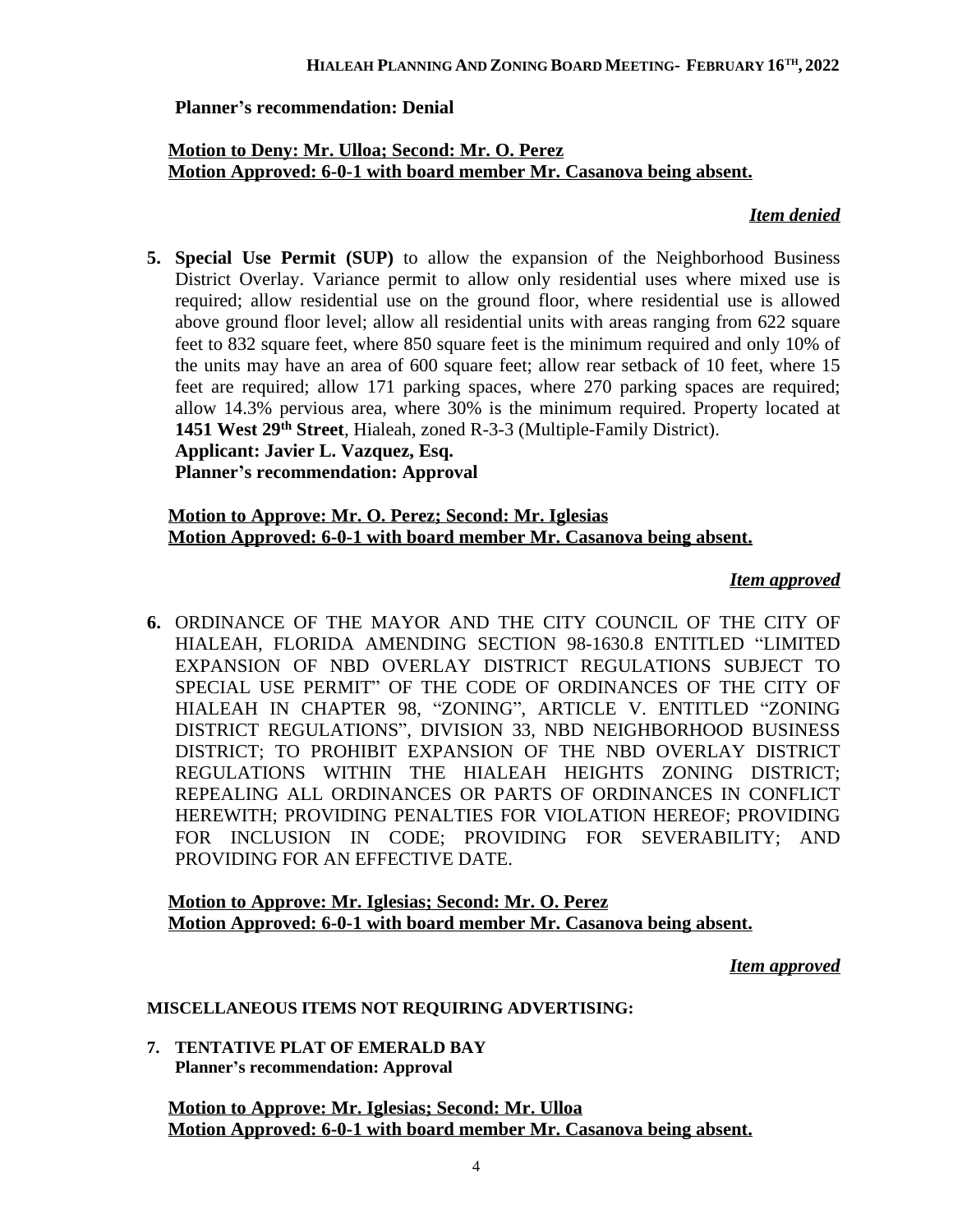**Planner's recommendation: Denial**

**Motion to Deny: Mr. Ulloa; Second: Mr. O. Perez**
**Motion Approved: 6-0-1 with board member Mr. Casanova being absent.**

***Item denied***

**5. Special Use Permit (SUP)** to allow the expansion of the Neighborhood Business District Overlay. Variance permit to allow only residential uses where mixed use is required; allow residential use on the ground floor, where residential use is allowed above ground floor level; allow all residential units with areas ranging from 622 square feet to 832 square feet, where 850 square feet is the minimum required and only 10% of the units may have an area of 600 square feet; allow rear setback of 10 feet, where 15 feet are required; allow 171 parking spaces, where 270 parking spaces are required; allow 14.3% pervious area, where 30% is the minimum required. Property located at **1451 West 29th Street**, Hialeah, zoned R-3-3 (Multiple-Family District).
**Applicant: Javier L. Vazquez, Esq.**
**Planner's recommendation: Approval**

**Motion to Approve: Mr. O. Perez; Second: Mr. Iglesias**
**Motion Approved: 6-0-1 with board member Mr. Casanova being absent.**

***Item approved***

**6.** ORDINANCE OF THE MAYOR AND THE CITY COUNCIL OF THE CITY OF HIALEAH, FLORIDA AMENDING SECTION 98-1630.8 ENTITLED "LIMITED EXPANSION OF NBD OVERLAY DISTRICT REGULATIONS SUBJECT TO SPECIAL USE PERMIT" OF THE CODE OF ORDINANCES OF THE CITY OF HIALEAH IN CHAPTER 98, "ZONING", ARTICLE V. ENTITLED "ZONING DISTRICT REGULATIONS", DIVISION 33, NBD NEIGHBORHOOD BUSINESS DISTRICT; TO PROHIBIT EXPANSION OF THE NBD OVERLAY DISTRICT REGULATIONS WITHIN THE HIALEAH HEIGHTS ZONING DISTRICT; REPEALING ALL ORDINANCES OR PARTS OF ORDINANCES IN CONFLICT HEREWITH; PROVIDING PENALTIES FOR VIOLATION HEREOF; PROVIDING FOR INCLUSION IN CODE; PROVIDING FOR SEVERABILITY; AND PROVIDING FOR AN EFFECTIVE DATE.

**Motion to Approve: Mr. Iglesias; Second: Mr. O. Perez**
**Motion Approved: 6-0-1 with board member Mr. Casanova being absent.**

***Item approved***

**MISCELLANEOUS ITEMS NOT REQUIRING ADVERTISING:**

**7. TENTATIVE PLAT OF EMERALD BAY**
**Planner's recommendation: Approval**

**Motion to Approve: Mr. Iglesias; Second: Mr. Ulloa**
**Motion Approved: 6-0-1 with board member Mr. Casanova being absent.**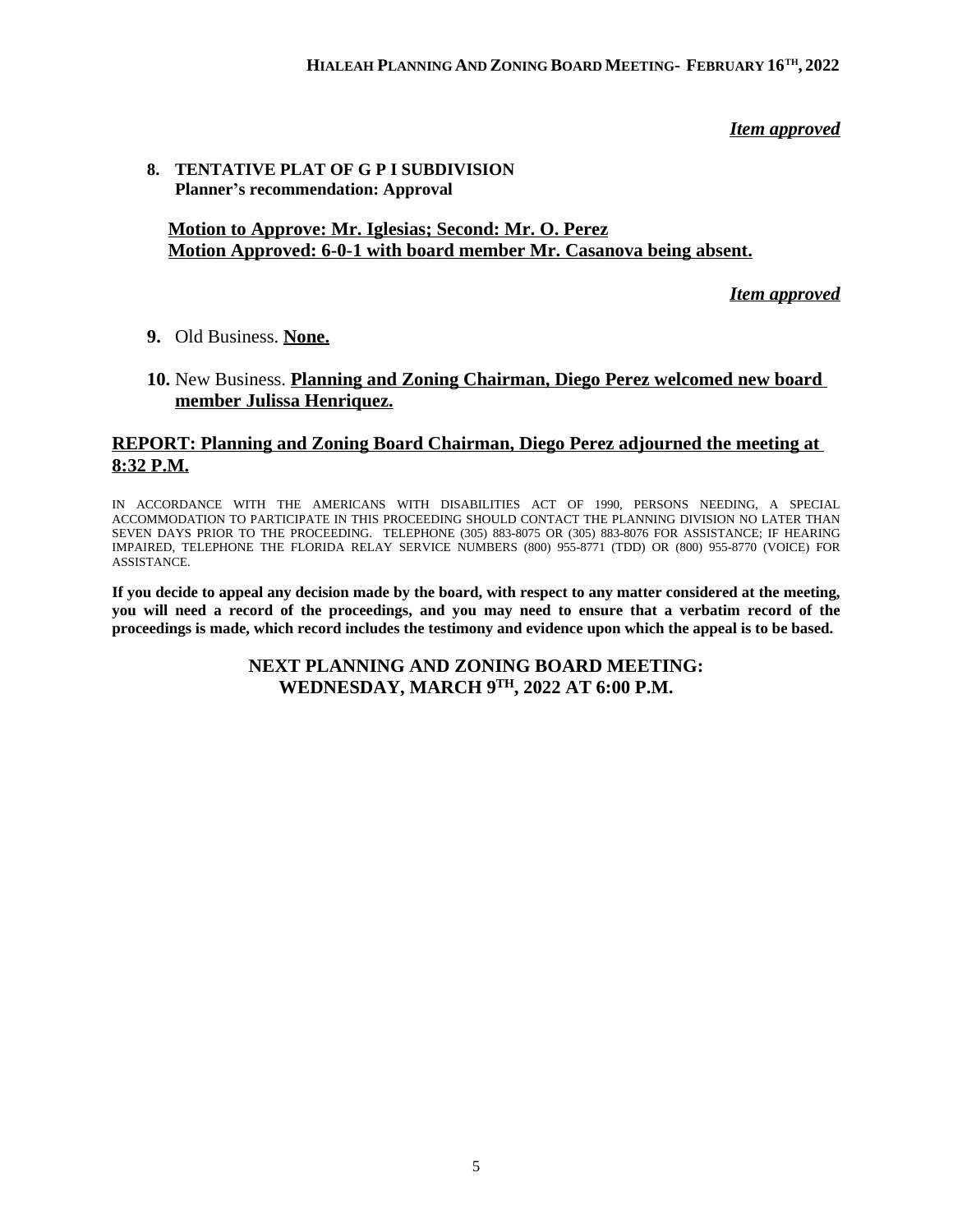***Item approved***

**8. TENTATIVE PLAT OF G P I SUBDIVISION**
**Planner's recommendation: Approval**

**Motion to Approve: Mr. Iglesias; Second: Mr. O. Perez**
**Motion Approved: 6-0-1 with board member Mr. Casanova being absent.**

***Item approved***

**9.** Old Business. **None.**

**10.** New Business. **Planning and Zoning Chairman, Diego Perez welcomed new board member Julissa Henriquez.**

**REPORT: Planning and Zoning Board Chairman, Diego Perez adjourned the meeting at 8:32 P.M.**

IN ACCORDANCE WITH THE AMERICANS WITH DISABILITIES ACT OF 1990, PERSONS NEEDING, A SPECIAL ACCOMMODATION TO PARTICIPATE IN THIS PROCEEDING SHOULD CONTACT THE PLANNING DIVISION NO LATER THAN SEVEN DAYS PRIOR TO THE PROCEEDING. TELEPHONE (305) 883-8075 OR (305) 883-8076 FOR ASSISTANCE; IF HEARING IMPAIRED, TELEPHONE THE FLORIDA RELAY SERVICE NUMBERS (800) 955-8771 (TDD) OR (800) 955-8770 (VOICE) FOR ASSISTANCE.

**If you decide to appeal any decision made by the board, with respect to any matter considered at the meeting, you will need a record of the proceedings, and you may need to ensure that a verbatim record of the proceedings is made, which record includes the testimony and evidence upon which the appeal is to be based.**

**NEXT PLANNING AND ZONING BOARD MEETING:**
**WEDNESDAY, MARCH 9TH, 2022 AT 6:00 P.M.**